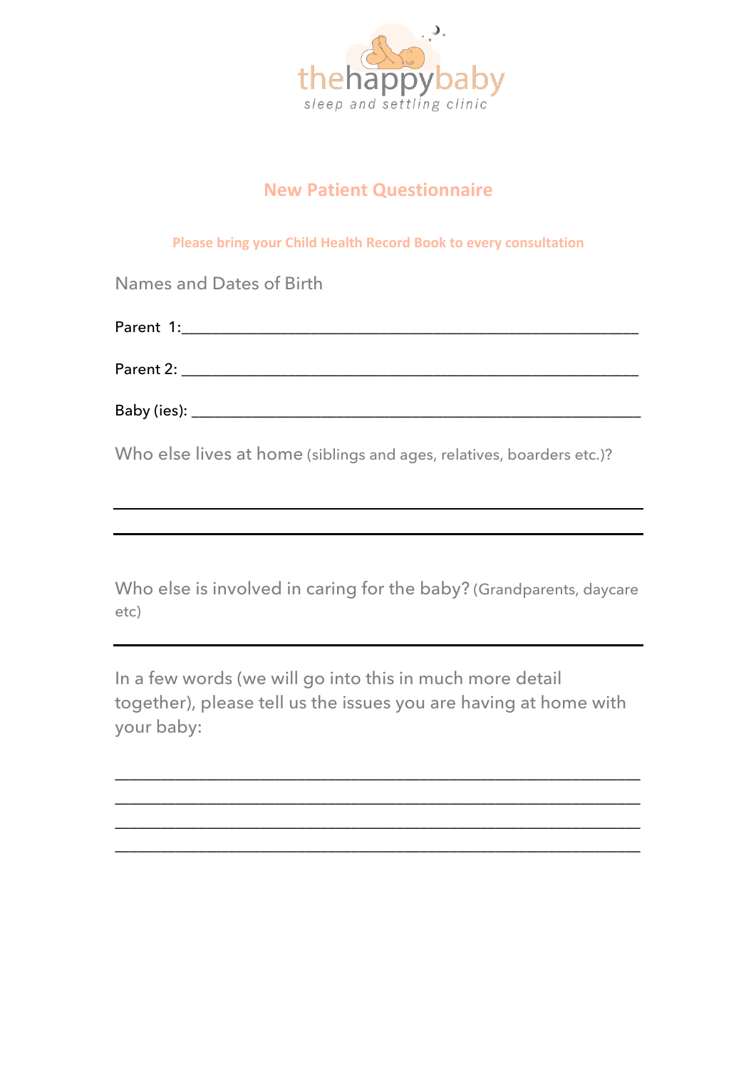thehappybaby
sleep and settling clinic

# New Patient Questionnaire

**Please bring your Child Health Record Book to every consultation**

Names and Dates of Birth

Parent 1:\_\_\_\_\_\_\_\_\_\_\_\_\_\_\_\_\_\_\_\_\_\_\_\_\_\_\_\_\_\_\_\_\_\_\_\_\_\_\_\_\_\_\_\_\_\_\_\_\_\_\_\_\_\_\_\_

Parent 2: \_\_\_\_\_\_\_\_\_\_\_\_\_\_\_\_\_\_\_\_\_\_\_\_\_\_\_\_\_\_\_\_\_\_\_\_\_\_\_\_\_\_\_\_\_\_\_\_\_\_\_\_\_\_\_\_

Baby (ies): \_\_\_\_\_\_\_\_\_\_\_\_\_\_\_\_\_\_\_\_\_\_\_\_\_\_\_\_\_\_\_\_\_\_\_\_\_\_\_\_\_\_\_\_\_\_\_\_\_\_\_\_\_\_\_\_

Who else lives at home (siblings and ages, relatives, boarders etc.)?

\_\_\_\_\_\_\_\_\_\_\_\_\_\_\_\_\_\_\_\_\_\_\_\_\_\_\_\_\_\_\_\_\_\_\_\_\_\_\_\_\_\_\_\_\_\_\_\_\_\_\_\_\_\_\_\_\_\_\_\_

\_\_\_\_\_\_\_\_\_\_\_\_\_\_\_\_\_\_\_\_\_\_\_\_\_\_\_\_\_\_\_\_\_\_\_\_\_\_\_\_\_\_\_\_\_\_\_\_\_\_\_\_\_\_\_\_\_\_\_\_

Who else is involved in caring for the baby? (Grandparents, daycare etc)

\_\_\_\_\_\_\_\_\_\_\_\_\_\_\_\_\_\_\_\_\_\_\_\_\_\_\_\_\_\_\_\_\_\_\_\_\_\_\_\_\_\_\_\_\_\_\_\_\_\_\_\_\_\_\_\_\_\_\_\_

In a few words (we will go into this in much more detail together), please tell us the issues you are having at home with your baby:

\_\_\_\_\_\_\_\_\_\_\_\_\_\_\_\_\_\_\_\_\_\_\_\_\_\_\_\_\_\_\_\_\_\_\_\_\_\_\_\_\_\_\_\_\_\_\_\_\_\_\_\_\_\_\_\_\_\_\_\_

\_\_\_\_\_\_\_\_\_\_\_\_\_\_\_\_\_\_\_\_\_\_\_\_\_\_\_\_\_\_\_\_\_\_\_\_\_\_\_\_\_\_\_\_\_\_\_\_\_\_\_\_\_\_\_\_\_\_\_\_

\_\_\_\_\_\_\_\_\_\_\_\_\_\_\_\_\_\_\_\_\_\_\_\_\_\_\_\_\_\_\_\_\_\_\_\_\_\_\_\_\_\_\_\_\_\_\_\_\_\_\_\_\_\_\_\_\_\_\_\_

\_\_\_\_\_\_\_\_\_\_\_\_\_\_\_\_\_\_\_\_\_\_\_\_\_\_\_\_\_\_\_\_\_\_\_\_\_\_\_\_\_\_\_\_\_\_\_\_\_\_\_\_\_\_\_\_\_\_\_\_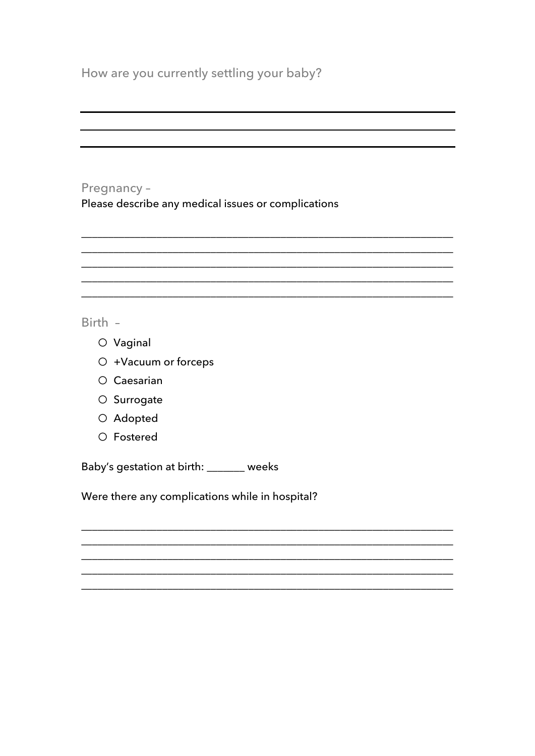How are you currently settling your baby?

______________________________________________________________________

______________________________________________________________________

______________________________________________________________________

Pregnancy –

Please describe any medical issues or complications

______________________________________________________________________

______________________________________________________________________

______________________________________________________________________

______________________________________________________________________

______________________________________________________________________

Birth –

- ○ Vaginal
- ○ +Vacuum or forceps
- ○ Caesarian
- ○ Surrogate
- ○ Adopted
- ○ Fostered

Baby's gestation at birth: _______ weeks

Were there any complications while in hospital?

______________________________________________________________________

______________________________________________________________________

______________________________________________________________________

______________________________________________________________________

______________________________________________________________________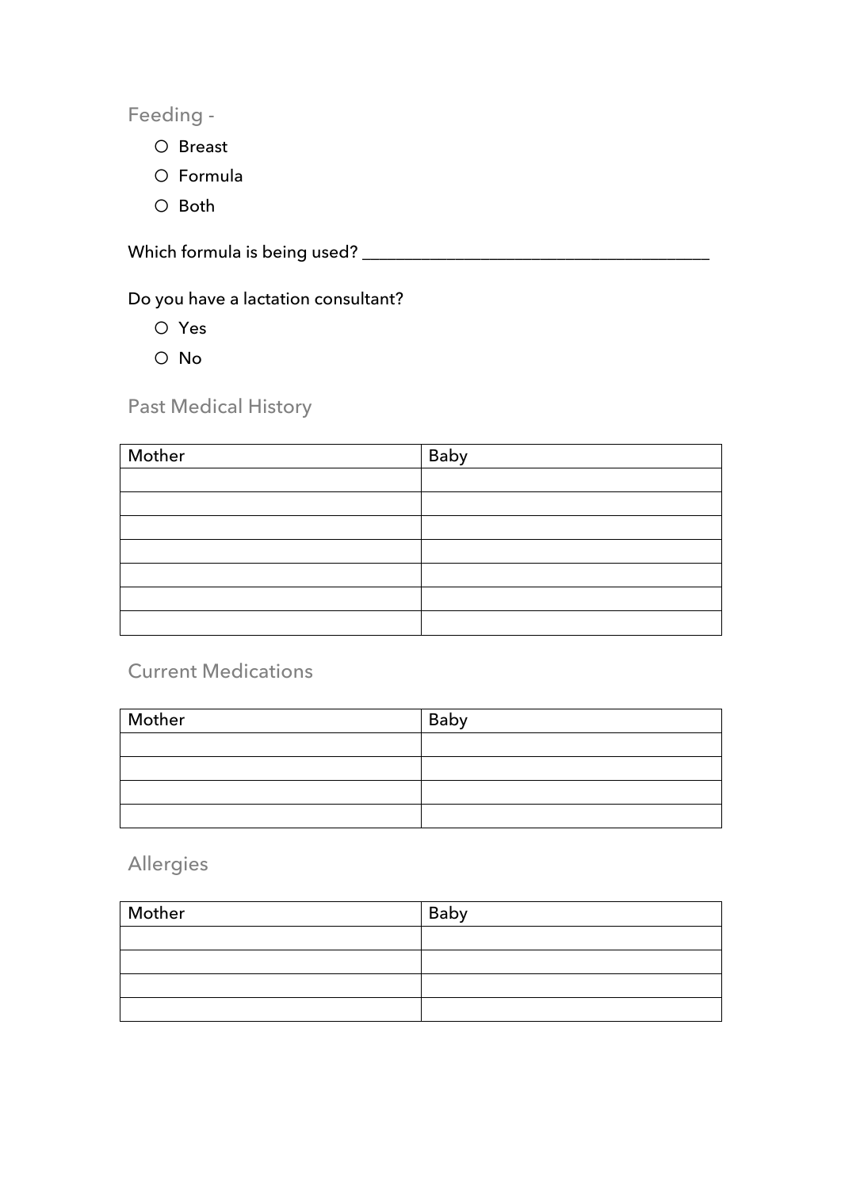## Feeding -

- ○ Breast
- ○ Formula
- ○ Both

Which formula is being used? _______________________________________

Do you have a lactation consultant?

- ○ Yes
- ○ No

## Past Medical History

| Mother | Baby |
| --- | --- |
| | |
| | |
| | |
| | |
| | |
| | |
| | |

## Current Medications

| Mother | Baby |
| --- | --- |
| | |
| | |
| | |
| | |

## Allergies

| Mother | Baby |
| --- | --- |
| | |
| | |
| | |
| | |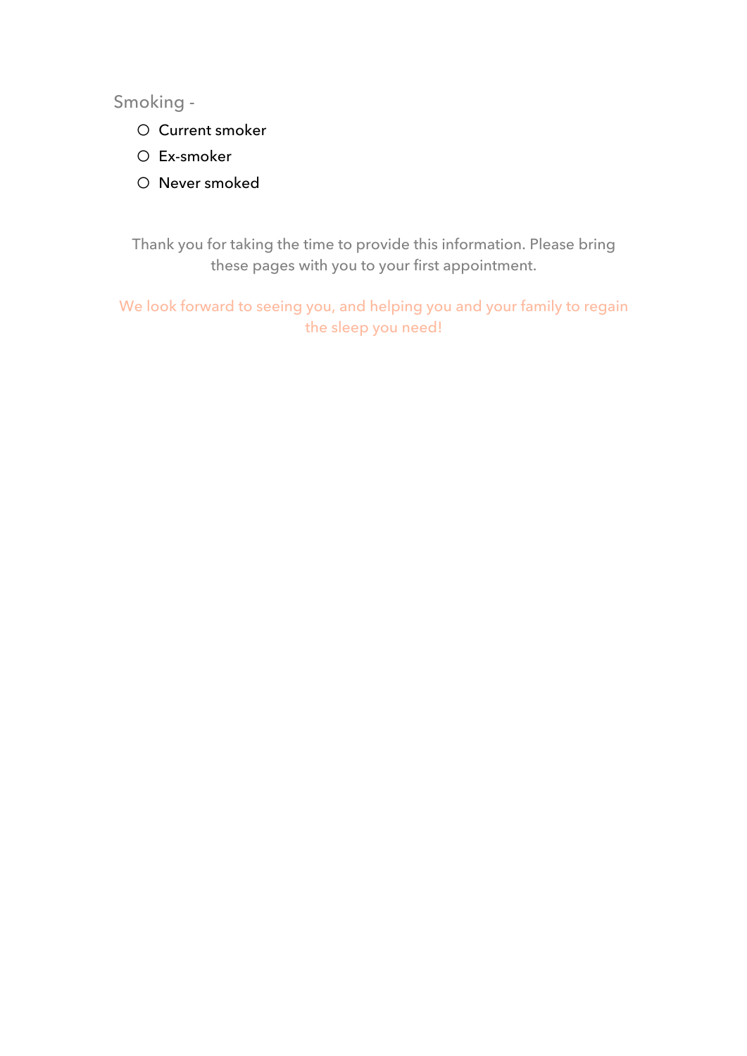Smoking -

- ○ Current smoker
- ○ Ex-smoker
- ○ Never smoked

Thank you for taking the time to provide this information. Please bring these pages with you to your first appointment.

We look forward to seeing you, and helping you and your family to regain the sleep you need!